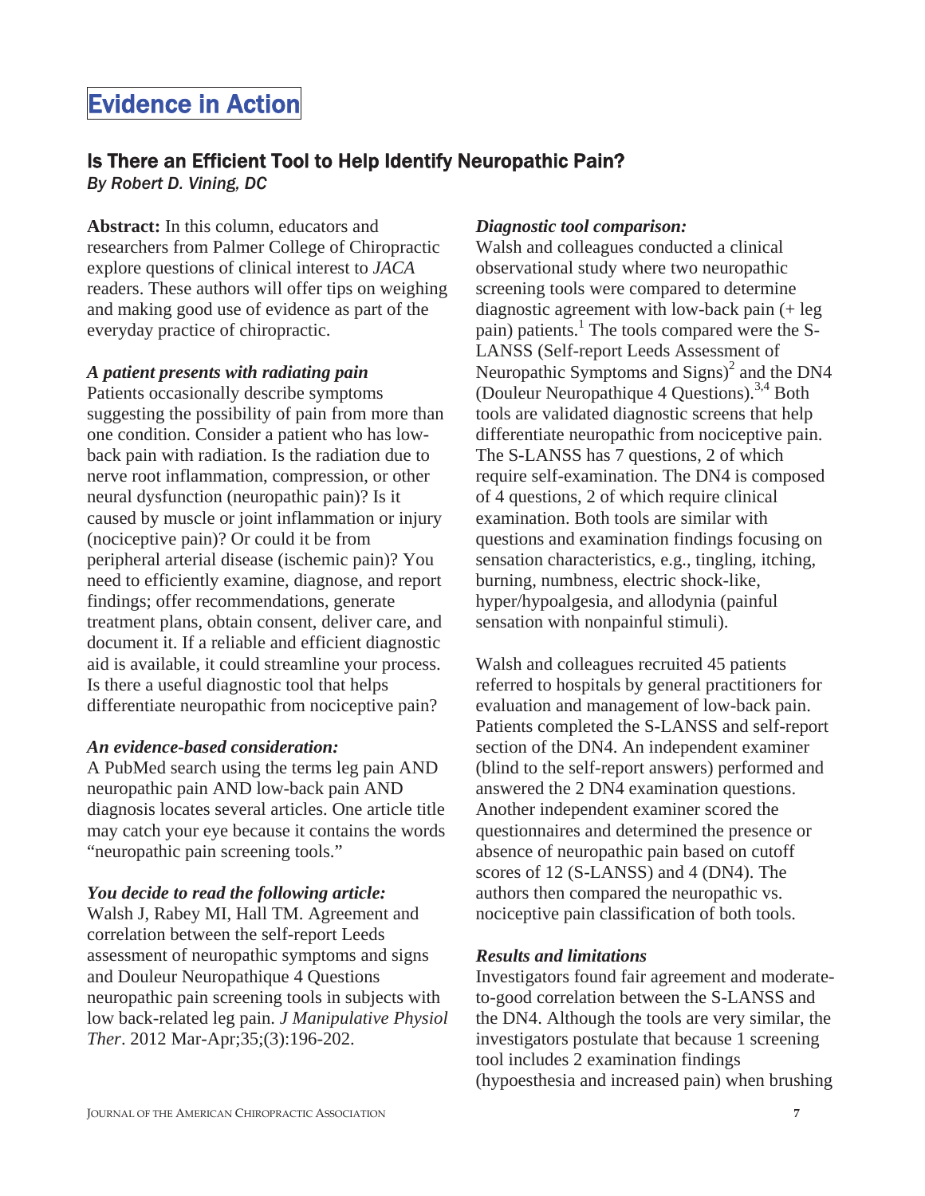# Evidence in Action

## Is There an Efficient Tool to Help Identify Neuropathic Pain?

*By Robert D. Vining, DC*

**Abstract:** In this column, educators and researchers from Palmer College of Chiropractic explore questions of clinical interest to *JACA* readers. These authors will offer tips on weighing and making good use of evidence as part of the everyday practice of chiropractic.

### *A patient presents with radiating pain*

Patients occasionally describe symptoms suggesting the possibility of pain from more than one condition. Consider a patient who has low-back pain with radiation. Is the radiation due to nerve root inflammation, compression, or other neural dysfunction (neuropathic pain)? Is it caused by muscle or joint inflammation or injury (nociceptive pain)? Or could it be from peripheral arterial disease (ischemic pain)? You need to efficiently examine, diagnose, and report findings; offer recommendations, generate treatment plans, obtain consent, deliver care, and document it. If a reliable and efficient diagnostic aid is available, it could streamline your process. Is there a useful diagnostic tool that helps differentiate neuropathic from nociceptive pain?

### *An evidence-based consideration:*

A PubMed search using the terms leg pain AND neuropathic pain AND low-back pain AND diagnosis locates several articles. One article title may catch your eye because it contains the words "neuropathic pain screening tools."

### *You decide to read the following article:*

Walsh J, Rabey MI, Hall TM. Agreement and correlation between the self-report Leeds assessment of neuropathic symptoms and signs and Douleur Neuropathique 4 Questions neuropathic pain screening tools in subjects with low back-related leg pain. *J Manipulative Physiol Ther*. 2012 Mar-Apr;35;(3):196-202.

### *Diagnostic tool comparison:*

Walsh and colleagues conducted a clinical observational study where two neuropathic screening tools were compared to determine diagnostic agreement with low-back pain (+ leg pain) patients.[1] The tools compared were the S-LANSS (Self-report Leeds Assessment of Neuropathic Symptoms and Signs)[2] and the DN4 (Douleur Neuropathique 4 Questions).[3,4] Both tools are validated diagnostic screens that help differentiate neuropathic from nociceptive pain. The S-LANSS has 7 questions, 2 of which require self-examination. The DN4 is composed of 4 questions, 2 of which require clinical examination. Both tools are similar with questions and examination findings focusing on sensation characteristics, e.g., tingling, itching, burning, numbness, electric shock-like, hyper/hypoalgesia, and allodynia (painful sensation with nonpainful stimuli).

Walsh and colleagues recruited 45 patients referred to hospitals by general practitioners for evaluation and management of low-back pain. Patients completed the S-LANSS and self-report section of the DN4. An independent examiner (blind to the self-report answers) performed and answered the 2 DN4 examination questions. Another independent examiner scored the questionnaires and determined the presence or absence of neuropathic pain based on cutoff scores of 12 (S-LANSS) and 4 (DN4). The authors then compared the neuropathic vs. nociceptive pain classification of both tools.

### *Results and limitations*

Investigators found fair agreement and moderate-to-good correlation between the S-LANSS and the DN4. Although the tools are very similar, the investigators postulate that because 1 screening tool includes 2 examination findings (hypoesthesia and increased pain) when brushing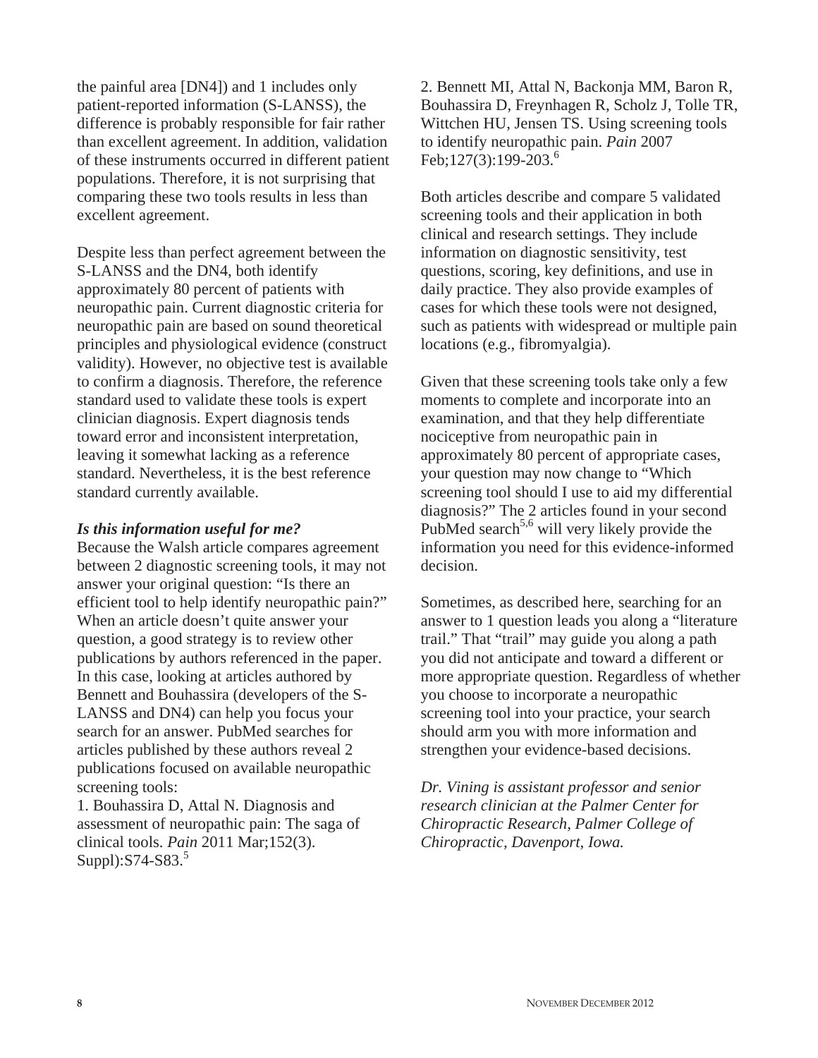the painful area [DN4]) and 1 includes only patient-reported information (S-LANSS), the difference is probably responsible for fair rather than excellent agreement. In addition, validation of these instruments occurred in different patient populations. Therefore, it is not surprising that comparing these two tools results in less than excellent agreement.

Despite less than perfect agreement between the S-LANSS and the DN4, both identify approximately 80 percent of patients with neuropathic pain. Current diagnostic criteria for neuropathic pain are based on sound theoretical principles and physiological evidence (construct validity). However, no objective test is available to confirm a diagnosis. Therefore, the reference standard used to validate these tools is expert clinician diagnosis. Expert diagnosis tends toward error and inconsistent interpretation, leaving it somewhat lacking as a reference standard. Nevertheless, it is the best reference standard currently available.

### *Is this information useful for me?*

Because the Walsh article compares agreement between 2 diagnostic screening tools, it may not answer your original question: "Is there an efficient tool to help identify neuropathic pain?" When an article doesn't quite answer your question, a good strategy is to review other publications by authors referenced in the paper. In this case, looking at articles authored by Bennett and Bouhassira (developers of the S-LANSS and DN4) can help you focus your search for an answer. PubMed searches for articles published by these authors reveal 2 publications focused on available neuropathic screening tools:

1. Bouhassira D, Attal N. Diagnosis and assessment of neuropathic pain: The saga of clinical tools. *Pain* 2011 Mar;152(3). Suppl):S74-S83.[5]

2. Bennett MI, Attal N, Backonja MM, Baron R, Bouhassira D, Freynhagen R, Scholz J, Tolle TR, Wittchen HU, Jensen TS. Using screening tools to identify neuropathic pain. *Pain* 2007 Feb;127(3):199-203.[6]

Both articles describe and compare 5 validated screening tools and their application in both clinical and research settings. They include information on diagnostic sensitivity, test questions, scoring, key definitions, and use in daily practice. They also provide examples of cases for which these tools were not designed, such as patients with widespread or multiple pain locations (e.g., fibromyalgia).

Given that these screening tools take only a few moments to complete and incorporate into an examination, and that they help differentiate nociceptive from neuropathic pain in approximately 80 percent of appropriate cases, your question may now change to "Which screening tool should I use to aid my differential diagnosis?" The 2 articles found in your second PubMed search[5,6] will very likely provide the information you need for this evidence-informed decision.

Sometimes, as described here, searching for an answer to 1 question leads you along a "literature trail." That "trail" may guide you along a path you did not anticipate and toward a different or more appropriate question. Regardless of whether you choose to incorporate a neuropathic screening tool into your practice, your search should arm you with more information and strengthen your evidence-based decisions.

*Dr. Vining is assistant professor and senior research clinician at the Palmer Center for Chiropractic Research, Palmer College of Chiropractic, Davenport, Iowa.*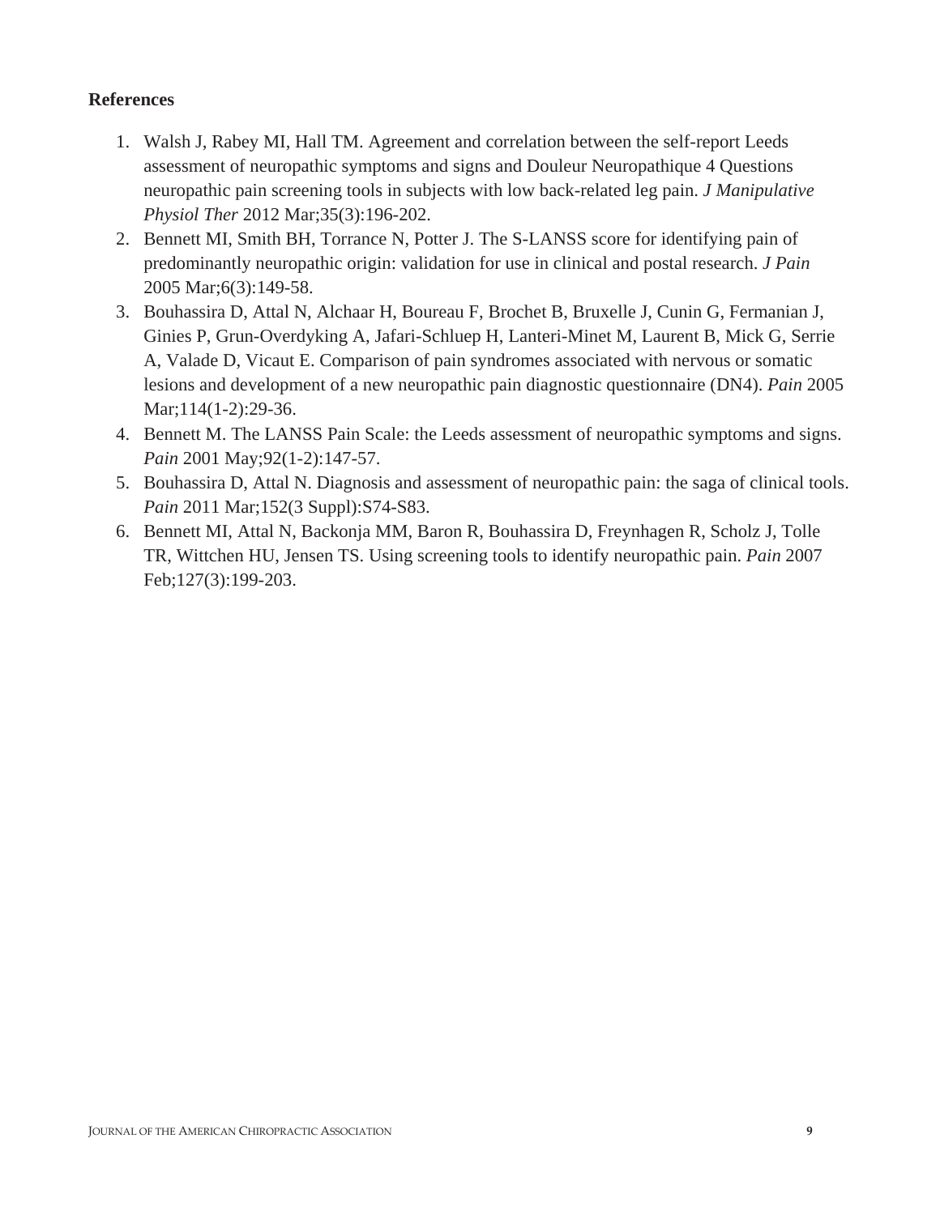**References**

1. Walsh J, Rabey MI, Hall TM. Agreement and correlation between the self-report Leeds assessment of neuropathic symptoms and signs and Douleur Neuropathique 4 Questions neuropathic pain screening tools in subjects with low back-related leg pain. *J Manipulative Physiol Ther* 2012 Mar;35(3):196-202.
2. Bennett MI, Smith BH, Torrance N, Potter J. The S-LANSS score for identifying pain of predominantly neuropathic origin: validation for use in clinical and postal research. *J Pain* 2005 Mar;6(3):149-58.
3. Bouhassira D, Attal N, Alchaar H, Boureau F, Brochet B, Bruxelle J, Cunin G, Fermanian J, Ginies P, Grun-Overdyking A, Jafari-Schluep H, Lanteri-Minet M, Laurent B, Mick G, Serrie A, Valade D, Vicaut E. Comparison of pain syndromes associated with nervous or somatic lesions and development of a new neuropathic pain diagnostic questionnaire (DN4). *Pain* 2005 Mar;114(1-2):29-36.
4. Bennett M. The LANSS Pain Scale: the Leeds assessment of neuropathic symptoms and signs. *Pain* 2001 May;92(1-2):147-57.
5. Bouhassira D, Attal N. Diagnosis and assessment of neuropathic pain: the saga of clinical tools. *Pain* 2011 Mar;152(3 Suppl):S74-S83.
6. Bennett MI, Attal N, Backonja MM, Baron R, Bouhassira D, Freynhagen R, Scholz J, Tolle TR, Wittchen HU, Jensen TS. Using screening tools to identify neuropathic pain. *Pain* 2007 Feb;127(3):199-203.